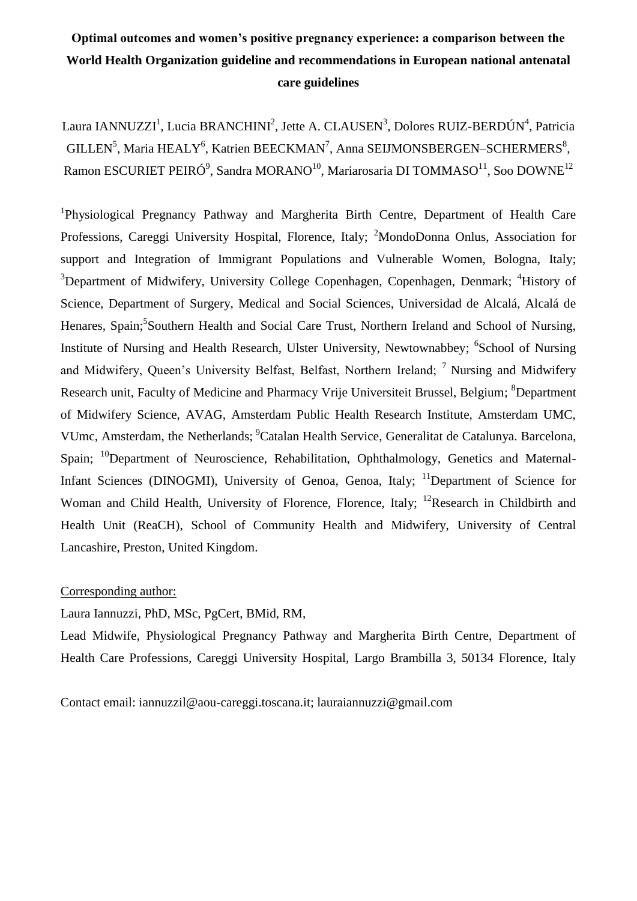# Optimal outcomes and women's positive pregnancy experience: a comparison between the World Health Organization guideline and recommendations in European national antenatal care guidelines

Laura IANNUZZI[1], Lucia BRANCHINI[2], Jette A. CLAUSEN[3], Dolores RUIZ-BERDÚN[4], Patricia GILLEN[5], Maria HEALY[6], Katrien BEECKMAN[7], Anna SEIJMONSBERGEN–SCHERMERS[8], Ramon ESCURIET PEIRÓ[9], Sandra MORANO[10], Mariarosaria DI TOMMASO[11], Soo DOWNE[12]

[1]Physiological Pregnancy Pathway and Margherita Birth Centre, Department of Health Care Professions, Careggi University Hospital, Florence, Italy; [2]MondoDonna Onlus, Association for support and Integration of Immigrant Populations and Vulnerable Women, Bologna, Italy; [3]Department of Midwifery, University College Copenhagen, Copenhagen, Denmark; [4]History of Science, Department of Surgery, Medical and Social Sciences, Universidad de Alcalá, Alcalá de Henares, Spain;[5]Southern Health and Social Care Trust, Northern Ireland and School of Nursing, Institute of Nursing and Health Research, Ulster University, Newtownabbey; [6]School of Nursing and Midwifery, Queen's University Belfast, Belfast, Northern Ireland; [7] Nursing and Midwifery Research unit, Faculty of Medicine and Pharmacy Vrije Universiteit Brussel, Belgium; [8]Department of Midwifery Science, AVAG, Amsterdam Public Health Research Institute, Amsterdam UMC, VUmc, Amsterdam, the Netherlands; [9]Catalan Health Service, Generalitat de Catalunya. Barcelona, Spain; [10]Department of Neuroscience, Rehabilitation, Ophthalmology, Genetics and Maternal-Infant Sciences (DINOGMI), University of Genoa, Genoa, Italy; [11]Department of Science for Woman and Child Health, University of Florence, Florence, Italy; [12]Research in Childbirth and Health Unit (ReaCH), School of Community Health and Midwifery, University of Central Lancashire, Preston, United Kingdom.

Corresponding author:

Laura Iannuzzi, PhD, MSc, PgCert, BMid, RM,

Lead Midwife, Physiological Pregnancy Pathway and Margherita Birth Centre, Department of Health Care Professions, Careggi University Hospital, Largo Brambilla 3, 50134 Florence, Italy

Contact email: iannuzzil@aou-careggi.toscana.it; lauraiannuzzi@gmail.com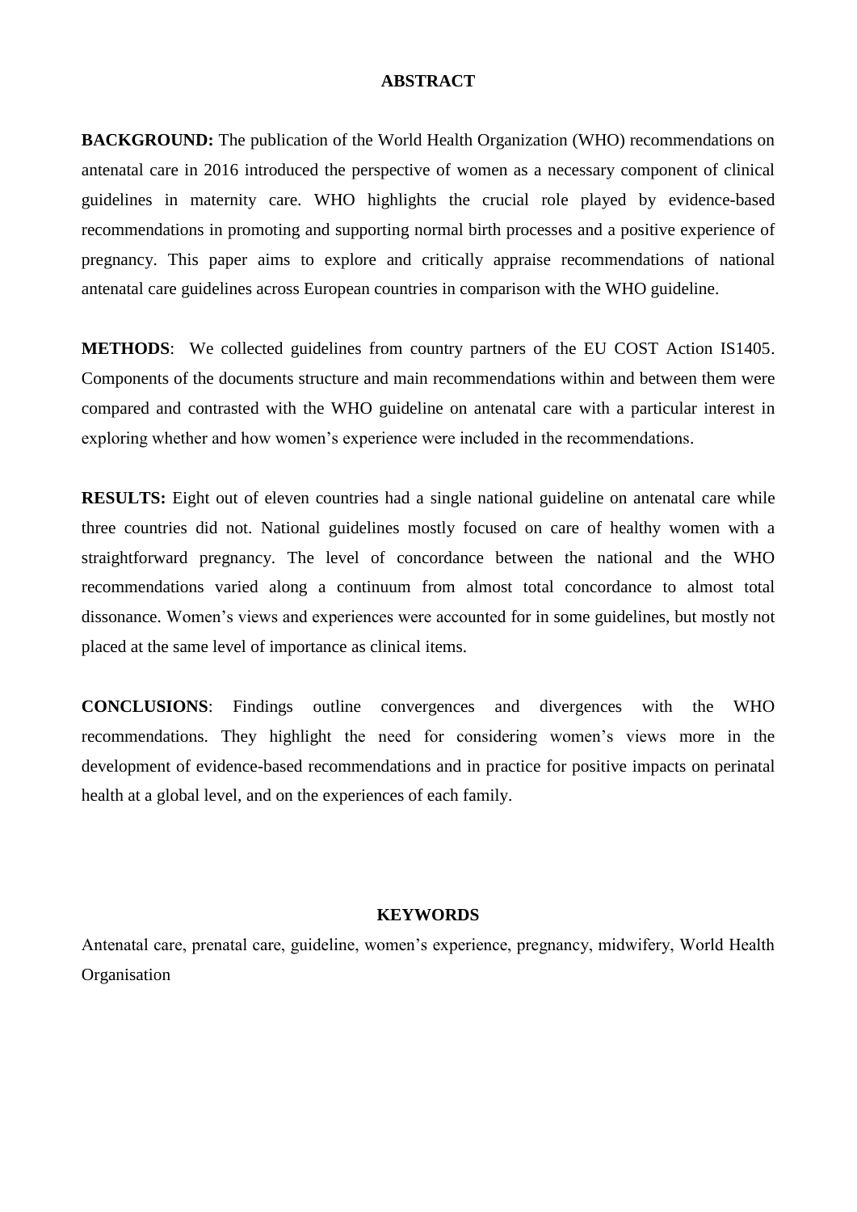## ABSTRACT

**BACKGROUND:** The publication of the World Health Organization (WHO) recommendations on antenatal care in 2016 introduced the perspective of women as a necessary component of clinical guidelines in maternity care. WHO highlights the crucial role played by evidence-based recommendations in promoting and supporting normal birth processes and a positive experience of pregnancy. This paper aims to explore and critically appraise recommendations of national antenatal care guidelines across European countries in comparison with the WHO guideline.

**METHODS**: We collected guidelines from country partners of the EU COST Action IS1405. Components of the documents structure and main recommendations within and between them were compared and contrasted with the WHO guideline on antenatal care with a particular interest in exploring whether and how women's experience were included in the recommendations.

**RESULTS:** Eight out of eleven countries had a single national guideline on antenatal care while three countries did not. National guidelines mostly focused on care of healthy women with a straightforward pregnancy. The level of concordance between the national and the WHO recommendations varied along a continuum from almost total concordance to almost total dissonance. Women's views and experiences were accounted for in some guidelines, but mostly not placed at the same level of importance as clinical items.

**CONCLUSIONS**: Findings outline convergences and divergences with the WHO recommendations. They highlight the need for considering women's views more in the development of evidence-based recommendations and in practice for positive impacts on perinatal health at a global level, and on the experiences of each family.

## KEYWORDS

Antenatal care, prenatal care, guideline, women's experience, pregnancy, midwifery, World Health Organisation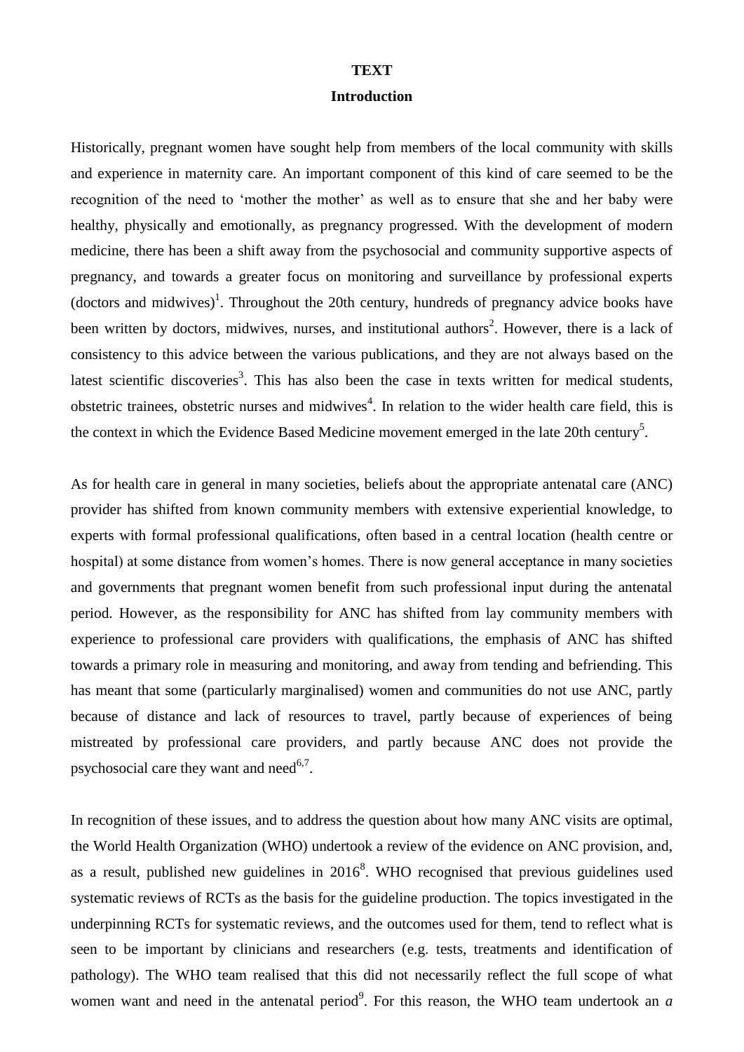# TEXT

## Introduction

Historically, pregnant women have sought help from members of the local community with skills and experience in maternity care. An important component of this kind of care seemed to be the recognition of the need to 'mother the mother' as well as to ensure that she and her baby were healthy, physically and emotionally, as pregnancy progressed. With the development of modern medicine, there has been a shift away from the psychosocial and community supportive aspects of pregnancy, and towards a greater focus on monitoring and surveillance by professional experts (doctors and midwives)[1]. Throughout the 20th century, hundreds of pregnancy advice books have been written by doctors, midwives, nurses, and institutional authors[2]. However, there is a lack of consistency to this advice between the various publications, and they are not always based on the latest scientific discoveries[3]. This has also been the case in texts written for medical students, obstetric trainees, obstetric nurses and midwives[4]. In relation to the wider health care field, this is the context in which the Evidence Based Medicine movement emerged in the late 20th century[5].

As for health care in general in many societies, beliefs about the appropriate antenatal care (ANC) provider has shifted from known community members with extensive experiential knowledge, to experts with formal professional qualifications, often based in a central location (health centre or hospital) at some distance from women's homes. There is now general acceptance in many societies and governments that pregnant women benefit from such professional input during the antenatal period. However, as the responsibility for ANC has shifted from lay community members with experience to professional care providers with qualifications, the emphasis of ANC has shifted towards a primary role in measuring and monitoring, and away from tending and befriending. This has meant that some (particularly marginalised) women and communities do not use ANC, partly because of distance and lack of resources to travel, partly because of experiences of being mistreated by professional care providers, and partly because ANC does not provide the psychosocial care they want and need[6,7].

In recognition of these issues, and to address the question about how many ANC visits are optimal, the World Health Organization (WHO) undertook a review of the evidence on ANC provision, and, as a result, published new guidelines in 2016[8]. WHO recognised that previous guidelines used systematic reviews of RCTs as the basis for the guideline production. The topics investigated in the underpinning RCTs for systematic reviews, and the outcomes used for them, tend to reflect what is seen to be important by clinicians and researchers (e.g. tests, treatments and identification of pathology). The WHO team realised that this did not necessarily reflect the full scope of what women want and need in the antenatal period[9]. For this reason, the WHO team undertook an *a*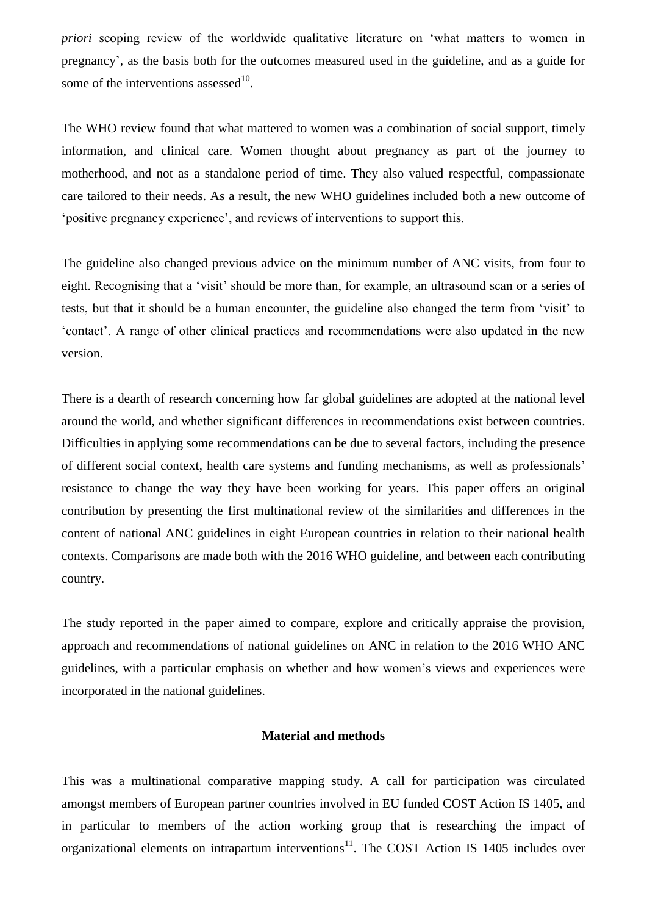*priori* scoping review of the worldwide qualitative literature on 'what matters to women in pregnancy', as the basis both for the outcomes measured used in the guideline, and as a guide for some of the interventions assessed[10].

The WHO review found that what mattered to women was a combination of social support, timely information, and clinical care. Women thought about pregnancy as part of the journey to motherhood, and not as a standalone period of time. They also valued respectful, compassionate care tailored to their needs. As a result, the new WHO guidelines included both a new outcome of 'positive pregnancy experience', and reviews of interventions to support this.

The guideline also changed previous advice on the minimum number of ANC visits, from four to eight. Recognising that a 'visit' should be more than, for example, an ultrasound scan or a series of tests, but that it should be a human encounter, the guideline also changed the term from 'visit' to 'contact'. A range of other clinical practices and recommendations were also updated in the new version.

There is a dearth of research concerning how far global guidelines are adopted at the national level around the world, and whether significant differences in recommendations exist between countries. Difficulties in applying some recommendations can be due to several factors, including the presence of different social context, health care systems and funding mechanisms, as well as professionals' resistance to change the way they have been working for years. This paper offers an original contribution by presenting the first multinational review of the similarities and differences in the content of national ANC guidelines in eight European countries in relation to their national health contexts. Comparisons are made both with the 2016 WHO guideline, and between each contributing country.

The study reported in the paper aimed to compare, explore and critically appraise the provision, approach and recommendations of national guidelines on ANC in relation to the 2016 WHO ANC guidelines, with a particular emphasis on whether and how women's views and experiences were incorporated in the national guidelines.

## Material and methods

This was a multinational comparative mapping study. A call for participation was circulated amongst members of European partner countries involved in EU funded COST Action IS 1405, and in particular to members of the action working group that is researching the impact of organizational elements on intrapartum interventions[11]. The COST Action IS 1405 includes over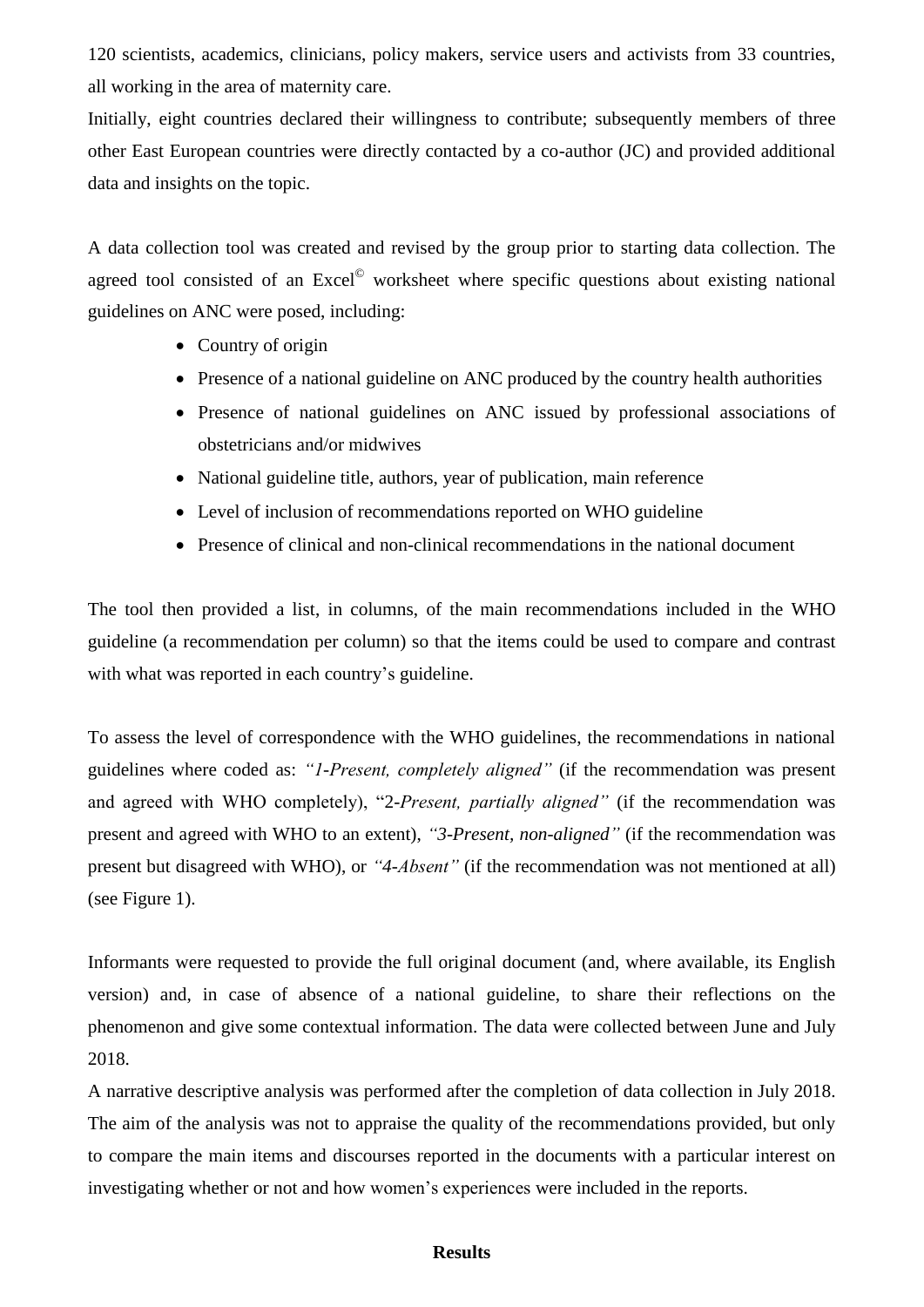120 scientists, academics, clinicians, policy makers, service users and activists from 33 countries, all working in the area of maternity care.

Initially, eight countries declared their willingness to contribute; subsequently members of three other East European countries were directly contacted by a co-author (JC) and provided additional data and insights on the topic.

A data collection tool was created and revised by the group prior to starting data collection. The agreed tool consisted of an Excel© worksheet where specific questions about existing national guidelines on ANC were posed, including:

- Country of origin
- Presence of a national guideline on ANC produced by the country health authorities
- Presence of national guidelines on ANC issued by professional associations of obstetricians and/or midwives
- National guideline title, authors, year of publication, main reference
- Level of inclusion of recommendations reported on WHO guideline
- Presence of clinical and non-clinical recommendations in the national document

The tool then provided a list, in columns, of the main recommendations included in the WHO guideline (a recommendation per column) so that the items could be used to compare and contrast with what was reported in each country's guideline.

To assess the level of correspondence with the WHO guidelines, the recommendations in national guidelines where coded as: *"1-Present, completely aligned"* (if the recommendation was present and agreed with WHO completely), "2-*Present, partially aligned"* (if the recommendation was present and agreed with WHO to an extent), *"3-Present, non-aligned"* (if the recommendation was present but disagreed with WHO), or *"4-Absent"* (if the recommendation was not mentioned at all) (see Figure 1).

Informants were requested to provide the full original document (and, where available, its English version) and, in case of absence of a national guideline, to share their reflections on the phenomenon and give some contextual information. The data were collected between June and July 2018.

A narrative descriptive analysis was performed after the completion of data collection in July 2018. The aim of the analysis was not to appraise the quality of the recommendations provided, but only to compare the main items and discourses reported in the documents with a particular interest on investigating whether or not and how women's experiences were included in the reports.

## Results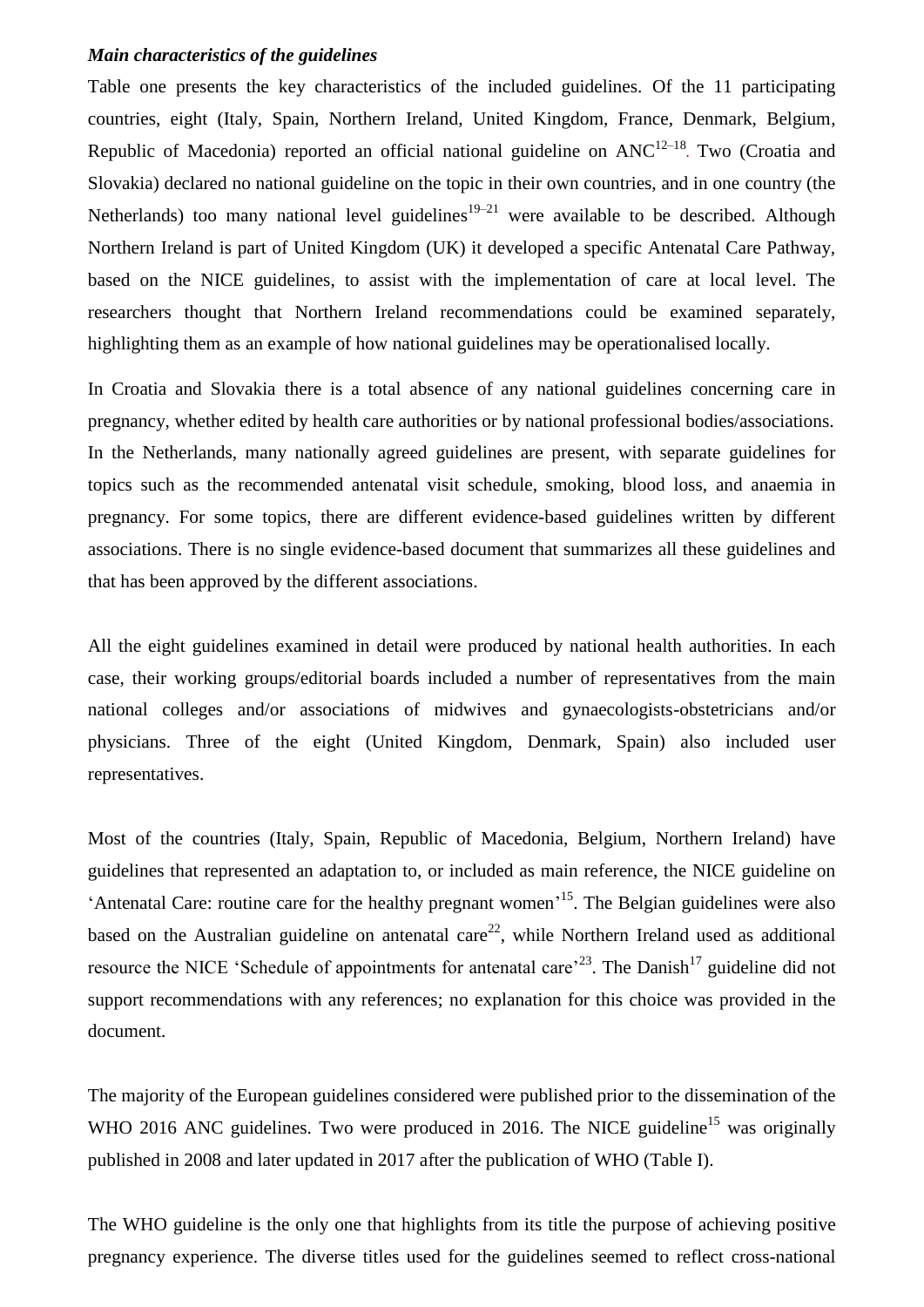***Main characteristics of the guidelines***

Table one presents the key characteristics of the included guidelines. Of the 11 participating countries, eight (Italy, Spain, Northern Ireland, United Kingdom, France, Denmark, Belgium, Republic of Macedonia) reported an official national guideline on ANC[12–18]. Two (Croatia and Slovakia) declared no national guideline on the topic in their own countries, and in one country (the Netherlands) too many national level guidelines[19–21] were available to be described. Although Northern Ireland is part of United Kingdom (UK) it developed a specific Antenatal Care Pathway, based on the NICE guidelines, to assist with the implementation of care at local level. The researchers thought that Northern Ireland recommendations could be examined separately, highlighting them as an example of how national guidelines may be operationalised locally.

In Croatia and Slovakia there is a total absence of any national guidelines concerning care in pregnancy, whether edited by health care authorities or by national professional bodies/associations. In the Netherlands, many nationally agreed guidelines are present, with separate guidelines for topics such as the recommended antenatal visit schedule, smoking, blood loss, and anaemia in pregnancy. For some topics, there are different evidence-based guidelines written by different associations. There is no single evidence-based document that summarizes all these guidelines and that has been approved by the different associations.

All the eight guidelines examined in detail were produced by national health authorities. In each case, their working groups/editorial boards included a number of representatives from the main national colleges and/or associations of midwives and gynaecologists-obstetricians and/or physicians. Three of the eight (United Kingdom, Denmark, Spain) also included user representatives.

Most of the countries (Italy, Spain, Republic of Macedonia, Belgium, Northern Ireland) have guidelines that represented an adaptation to, or included as main reference, the NICE guideline on 'Antenatal Care: routine care for the healthy pregnant women'[15]. The Belgian guidelines were also based on the Australian guideline on antenatal care[22], while Northern Ireland used as additional resource the NICE 'Schedule of appointments for antenatal care'[23]. The Danish[17] guideline did not support recommendations with any references; no explanation for this choice was provided in the document.

The majority of the European guidelines considered were published prior to the dissemination of the WHO 2016 ANC guidelines. Two were produced in 2016. The NICE guideline[15] was originally published in 2008 and later updated in 2017 after the publication of WHO (Table I).

The WHO guideline is the only one that highlights from its title the purpose of achieving positive pregnancy experience. The diverse titles used for the guidelines seemed to reflect cross-national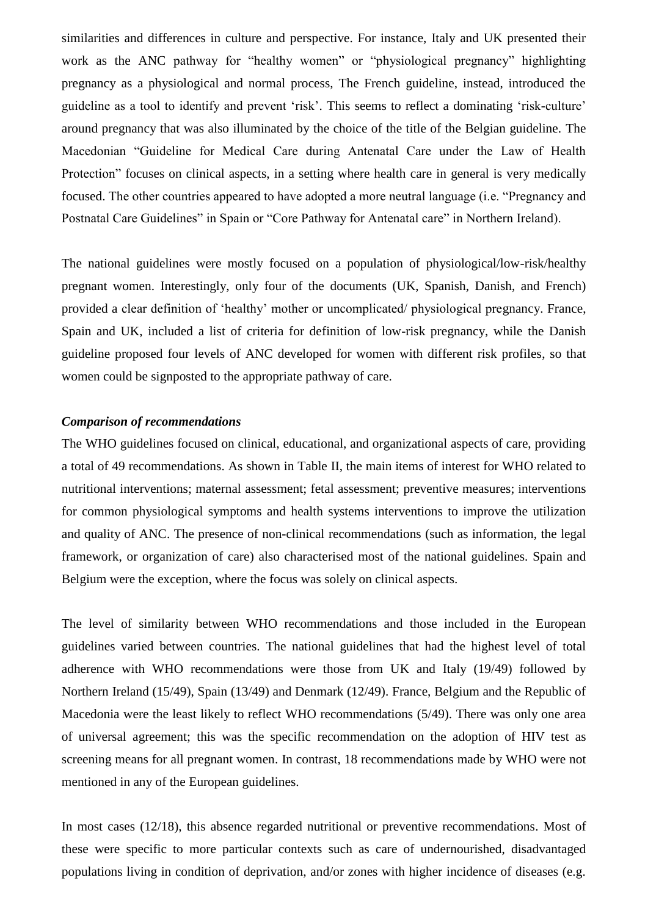similarities and differences in culture and perspective. For instance, Italy and UK presented their work as the ANC pathway for "healthy women" or "physiological pregnancy" highlighting pregnancy as a physiological and normal process, The French guideline, instead, introduced the guideline as a tool to identify and prevent 'risk'. This seems to reflect a dominating 'risk-culture' around pregnancy that was also illuminated by the choice of the title of the Belgian guideline. The Macedonian "Guideline for Medical Care during Antenatal Care under the Law of Health Protection" focuses on clinical aspects, in a setting where health care in general is very medically focused. The other countries appeared to have adopted a more neutral language (i.e. "Pregnancy and Postnatal Care Guidelines" in Spain or "Core Pathway for Antenatal care" in Northern Ireland).

The national guidelines were mostly focused on a population of physiological/low-risk/healthy pregnant women. Interestingly, only four of the documents (UK, Spanish, Danish, and French) provided a clear definition of 'healthy' mother or uncomplicated/ physiological pregnancy. France, Spain and UK, included a list of criteria for definition of low-risk pregnancy, while the Danish guideline proposed four levels of ANC developed for women with different risk profiles, so that women could be signposted to the appropriate pathway of care.

***Comparison of recommendations***

The WHO guidelines focused on clinical, educational, and organizational aspects of care, providing a total of 49 recommendations. As shown in Table II, the main items of interest for WHO related to nutritional interventions; maternal assessment; fetal assessment; preventive measures; interventions for common physiological symptoms and health systems interventions to improve the utilization and quality of ANC. The presence of non-clinical recommendations (such as information, the legal framework, or organization of care) also characterised most of the national guidelines. Spain and Belgium were the exception, where the focus was solely on clinical aspects.

The level of similarity between WHO recommendations and those included in the European guidelines varied between countries. The national guidelines that had the highest level of total adherence with WHO recommendations were those from UK and Italy (19/49) followed by Northern Ireland (15/49), Spain (13/49) and Denmark (12/49). France, Belgium and the Republic of Macedonia were the least likely to reflect WHO recommendations (5/49). There was only one area of universal agreement; this was the specific recommendation on the adoption of HIV test as screening means for all pregnant women. In contrast, 18 recommendations made by WHO were not mentioned in any of the European guidelines.

In most cases (12/18), this absence regarded nutritional or preventive recommendations. Most of these were specific to more particular contexts such as care of undernourished, disadvantaged populations living in condition of deprivation, and/or zones with higher incidence of diseases (e.g.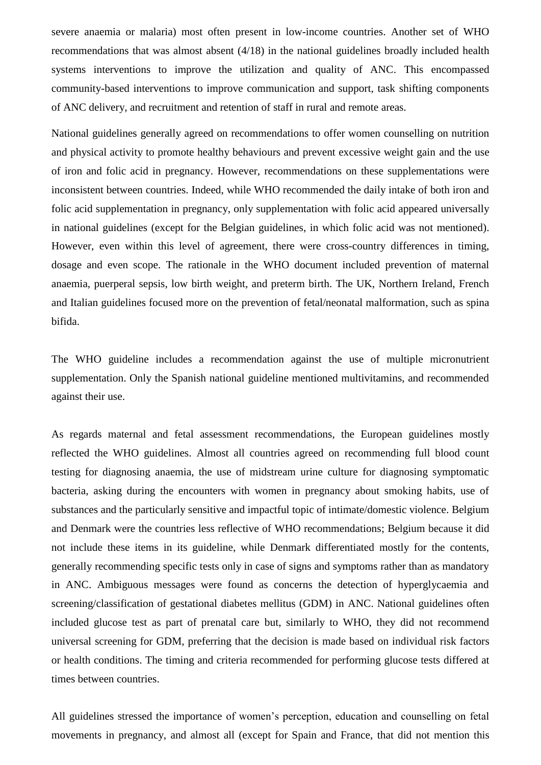severe anaemia or malaria) most often present in low-income countries. Another set of WHO recommendations that was almost absent (4/18) in the national guidelines broadly included health systems interventions to improve the utilization and quality of ANC. This encompassed community-based interventions to improve communication and support, task shifting components of ANC delivery, and recruitment and retention of staff in rural and remote areas.

National guidelines generally agreed on recommendations to offer women counselling on nutrition and physical activity to promote healthy behaviours and prevent excessive weight gain and the use of iron and folic acid in pregnancy. However, recommendations on these supplementations were inconsistent between countries. Indeed, while WHO recommended the daily intake of both iron and folic acid supplementation in pregnancy, only supplementation with folic acid appeared universally in national guidelines (except for the Belgian guidelines, in which folic acid was not mentioned). However, even within this level of agreement, there were cross-country differences in timing, dosage and even scope. The rationale in the WHO document included prevention of maternal anaemia, puerperal sepsis, low birth weight, and preterm birth. The UK, Northern Ireland, French and Italian guidelines focused more on the prevention of fetal/neonatal malformation, such as spina bifida.

The WHO guideline includes a recommendation against the use of multiple micronutrient supplementation. Only the Spanish national guideline mentioned multivitamins, and recommended against their use.

As regards maternal and fetal assessment recommendations, the European guidelines mostly reflected the WHO guidelines. Almost all countries agreed on recommending full blood count testing for diagnosing anaemia, the use of midstream urine culture for diagnosing symptomatic bacteria, asking during the encounters with women in pregnancy about smoking habits, use of substances and the particularly sensitive and impactful topic of intimate/domestic violence. Belgium and Denmark were the countries less reflective of WHO recommendations; Belgium because it did not include these items in its guideline, while Denmark differentiated mostly for the contents, generally recommending specific tests only in case of signs and symptoms rather than as mandatory in ANC. Ambiguous messages were found as concerns the detection of hyperglycaemia and screening/classification of gestational diabetes mellitus (GDM) in ANC. National guidelines often included glucose test as part of prenatal care but, similarly to WHO, they did not recommend universal screening for GDM, preferring that the decision is made based on individual risk factors or health conditions. The timing and criteria recommended for performing glucose tests differed at times between countries.

All guidelines stressed the importance of women's perception, education and counselling on fetal movements in pregnancy, and almost all (except for Spain and France, that did not mention this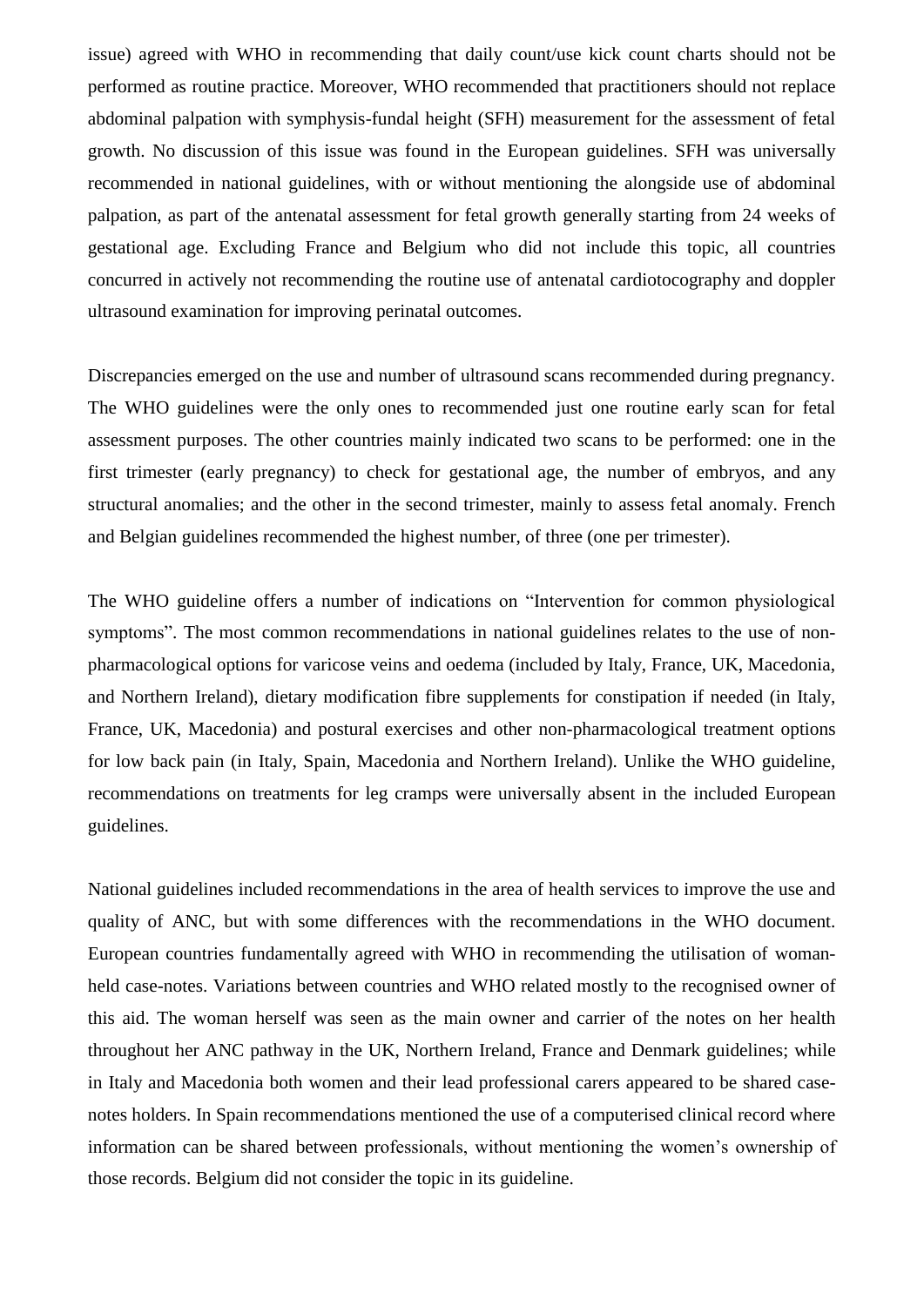issue) agreed with WHO in recommending that daily count/use kick count charts should not be performed as routine practice. Moreover, WHO recommended that practitioners should not replace abdominal palpation with symphysis-fundal height (SFH) measurement for the assessment of fetal growth. No discussion of this issue was found in the European guidelines. SFH was universally recommended in national guidelines, with or without mentioning the alongside use of abdominal palpation, as part of the antenatal assessment for fetal growth generally starting from 24 weeks of gestational age. Excluding France and Belgium who did not include this topic, all countries concurred in actively not recommending the routine use of antenatal cardiotocography and doppler ultrasound examination for improving perinatal outcomes.

Discrepancies emerged on the use and number of ultrasound scans recommended during pregnancy. The WHO guidelines were the only ones to recommended just one routine early scan for fetal assessment purposes. The other countries mainly indicated two scans to be performed: one in the first trimester (early pregnancy) to check for gestational age, the number of embryos, and any structural anomalies; and the other in the second trimester, mainly to assess fetal anomaly. French and Belgian guidelines recommended the highest number, of three (one per trimester).

The WHO guideline offers a number of indications on "Intervention for common physiological symptoms". The most common recommendations in national guidelines relates to the use of non-pharmacological options for varicose veins and oedema (included by Italy, France, UK, Macedonia, and Northern Ireland), dietary modification fibre supplements for constipation if needed (in Italy, France, UK, Macedonia) and postural exercises and other non-pharmacological treatment options for low back pain (in Italy, Spain, Macedonia and Northern Ireland). Unlike the WHO guideline, recommendations on treatments for leg cramps were universally absent in the included European guidelines.

National guidelines included recommendations in the area of health services to improve the use and quality of ANC, but with some differences with the recommendations in the WHO document. European countries fundamentally agreed with WHO in recommending the utilisation of woman-held case-notes. Variations between countries and WHO related mostly to the recognised owner of this aid. The woman herself was seen as the main owner and carrier of the notes on her health throughout her ANC pathway in the UK, Northern Ireland, France and Denmark guidelines; while in Italy and Macedonia both women and their lead professional carers appeared to be shared case-notes holders. In Spain recommendations mentioned the use of a computerised clinical record where information can be shared between professionals, without mentioning the women's ownership of those records. Belgium did not consider the topic in its guideline.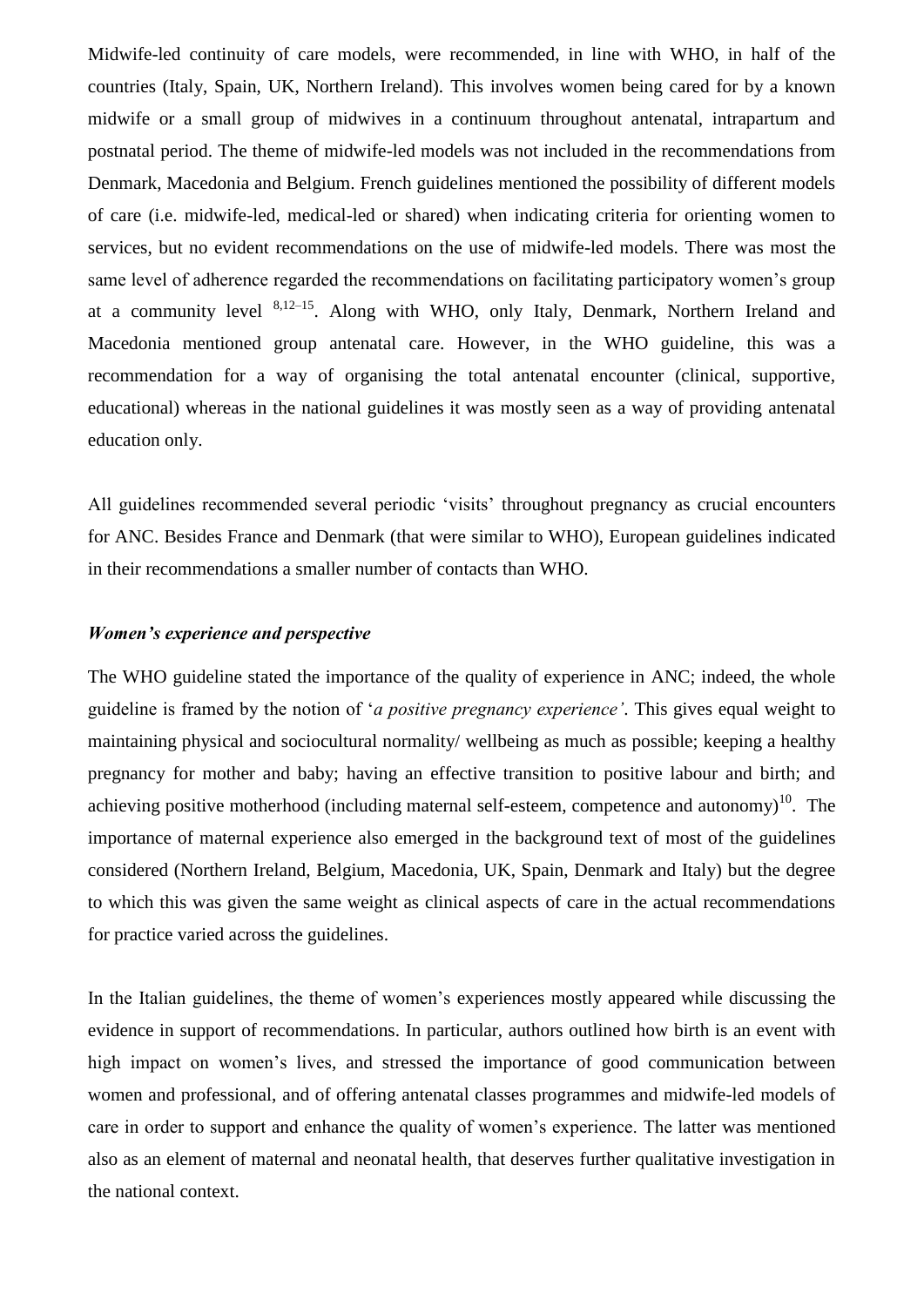Midwife-led continuity of care models, were recommended, in line with WHO, in half of the countries (Italy, Spain, UK, Northern Ireland). This involves women being cared for by a known midwife or a small group of midwives in a continuum throughout antenatal, intrapartum and postnatal period. The theme of midwife-led models was not included in the recommendations from Denmark, Macedonia and Belgium. French guidelines mentioned the possibility of different models of care (i.e. midwife-led, medical-led or shared) when indicating criteria for orienting women to services, but no evident recommendations on the use of midwife-led models. There was most the same level of adherence regarded the recommendations on facilitating participatory women's group at a community level [8,12–15]. Along with WHO, only Italy, Denmark, Northern Ireland and Macedonia mentioned group antenatal care. However, in the WHO guideline, this was a recommendation for a way of organising the total antenatal encounter (clinical, supportive, educational) whereas in the national guidelines it was mostly seen as a way of providing antenatal education only.

All guidelines recommended several periodic 'visits' throughout pregnancy as crucial encounters for ANC. Besides France and Denmark (that were similar to WHO), European guidelines indicated in their recommendations a smaller number of contacts than WHO.

***Women's experience and perspective***

The WHO guideline stated the importance of the quality of experience in ANC; indeed, the whole guideline is framed by the notion of '*a positive pregnancy experience'*. This gives equal weight to maintaining physical and sociocultural normality/ wellbeing as much as possible; keeping a healthy pregnancy for mother and baby; having an effective transition to positive labour and birth; and achieving positive motherhood (including maternal self-esteem, competence and autonomy)[10]. The importance of maternal experience also emerged in the background text of most of the guidelines considered (Northern Ireland, Belgium, Macedonia, UK, Spain, Denmark and Italy) but the degree to which this was given the same weight as clinical aspects of care in the actual recommendations for practice varied across the guidelines.

In the Italian guidelines, the theme of women's experiences mostly appeared while discussing the evidence in support of recommendations. In particular, authors outlined how birth is an event with high impact on women's lives, and stressed the importance of good communication between women and professional, and of offering antenatal classes programmes and midwife-led models of care in order to support and enhance the quality of women's experience. The latter was mentioned also as an element of maternal and neonatal health, that deserves further qualitative investigation in the national context.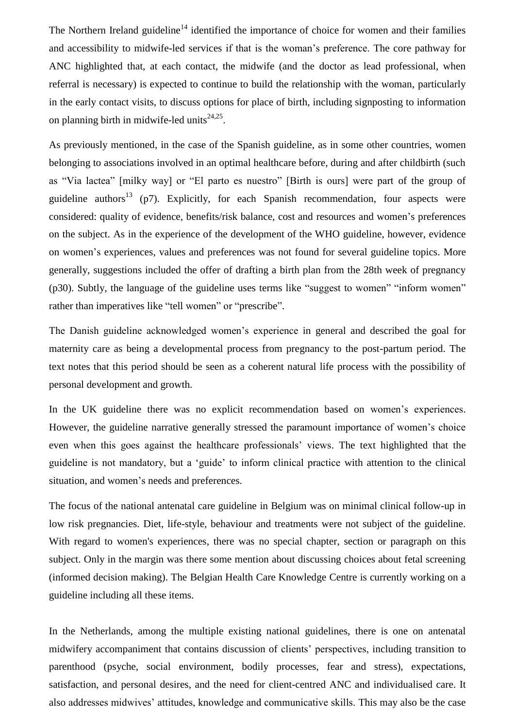The Northern Ireland guideline[14] identified the importance of choice for women and their families and accessibility to midwife-led services if that is the woman's preference. The core pathway for ANC highlighted that, at each contact, the midwife (and the doctor as lead professional, when referral is necessary) is expected to continue to build the relationship with the woman, particularly in the early contact visits, to discuss options for place of birth, including signposting to information on planning birth in midwife-led units[24,25].

As previously mentioned, in the case of the Spanish guideline, as in some other countries, women belonging to associations involved in an optimal healthcare before, during and after childbirth (such as "Via lactea" [milky way] or "El parto es nuestro" [Birth is ours] were part of the group of guideline authors[13] (p7). Explicitly, for each Spanish recommendation, four aspects were considered: quality of evidence, benefits/risk balance, cost and resources and women's preferences on the subject. As in the experience of the development of the WHO guideline, however, evidence on women's experiences, values and preferences was not found for several guideline topics. More generally, suggestions included the offer of drafting a birth plan from the 28th week of pregnancy (p30). Subtly, the language of the guideline uses terms like "suggest to women" "inform women" rather than imperatives like "tell women" or "prescribe".

The Danish guideline acknowledged women's experience in general and described the goal for maternity care as being a developmental process from pregnancy to the post-partum period. The text notes that this period should be seen as a coherent natural life process with the possibility of personal development and growth.

In the UK guideline there was no explicit recommendation based on women's experiences. However, the guideline narrative generally stressed the paramount importance of women's choice even when this goes against the healthcare professionals' views. The text highlighted that the guideline is not mandatory, but a 'guide' to inform clinical practice with attention to the clinical situation, and women's needs and preferences.

The focus of the national antenatal care guideline in Belgium was on minimal clinical follow-up in low risk pregnancies. Diet, life-style, behaviour and treatments were not subject of the guideline. With regard to women's experiences, there was no special chapter, section or paragraph on this subject. Only in the margin was there some mention about discussing choices about fetal screening (informed decision making). The Belgian Health Care Knowledge Centre is currently working on a guideline including all these items.

In the Netherlands, among the multiple existing national guidelines, there is one on antenatal midwifery accompaniment that contains discussion of clients' perspectives, including transition to parenthood (psyche, social environment, bodily processes, fear and stress), expectations, satisfaction, and personal desires, and the need for client-centred ANC and individualised care. It also addresses midwives' attitudes, knowledge and communicative skills. This may also be the case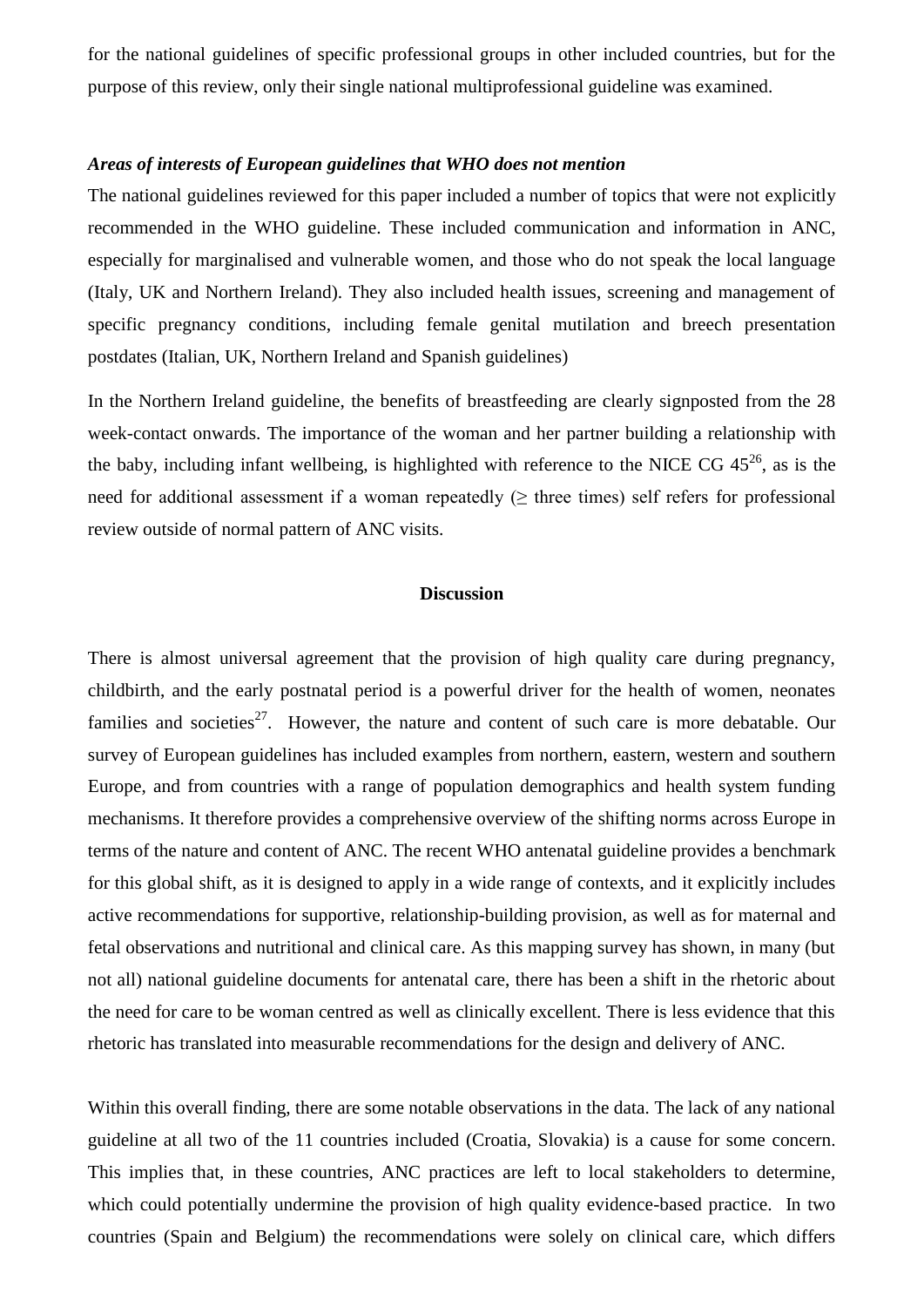for the national guidelines of specific professional groups in other included countries, but for the purpose of this review, only their single national multiprofessional guideline was examined.

***Areas of interests of European guidelines that WHO does not mention***

The national guidelines reviewed for this paper included a number of topics that were not explicitly recommended in the WHO guideline. These included communication and information in ANC, especially for marginalised and vulnerable women, and those who do not speak the local language (Italy, UK and Northern Ireland). They also included health issues, screening and management of specific pregnancy conditions, including female genital mutilation and breech presentation postdates (Italian, UK, Northern Ireland and Spanish guidelines)

In the Northern Ireland guideline, the benefits of breastfeeding are clearly signposted from the 28 week-contact onwards. The importance of the woman and her partner building a relationship with the baby, including infant wellbeing, is highlighted with reference to the NICE CG 45[26], as is the need for additional assessment if a woman repeatedly (≥ three times) self refers for professional review outside of normal pattern of ANC visits.

## Discussion

There is almost universal agreement that the provision of high quality care during pregnancy, childbirth, and the early postnatal period is a powerful driver for the health of women, neonates families and societies[27]. However, the nature and content of such care is more debatable. Our survey of European guidelines has included examples from northern, eastern, western and southern Europe, and from countries with a range of population demographics and health system funding mechanisms. It therefore provides a comprehensive overview of the shifting norms across Europe in terms of the nature and content of ANC. The recent WHO antenatal guideline provides a benchmark for this global shift, as it is designed to apply in a wide range of contexts, and it explicitly includes active recommendations for supportive, relationship-building provision, as well as for maternal and fetal observations and nutritional and clinical care. As this mapping survey has shown, in many (but not all) national guideline documents for antenatal care, there has been a shift in the rhetoric about the need for care to be woman centred as well as clinically excellent. There is less evidence that this rhetoric has translated into measurable recommendations for the design and delivery of ANC.

Within this overall finding, there are some notable observations in the data. The lack of any national guideline at all two of the 11 countries included (Croatia, Slovakia) is a cause for some concern. This implies that, in these countries, ANC practices are left to local stakeholders to determine, which could potentially undermine the provision of high quality evidence-based practice. In two countries (Spain and Belgium) the recommendations were solely on clinical care, which differs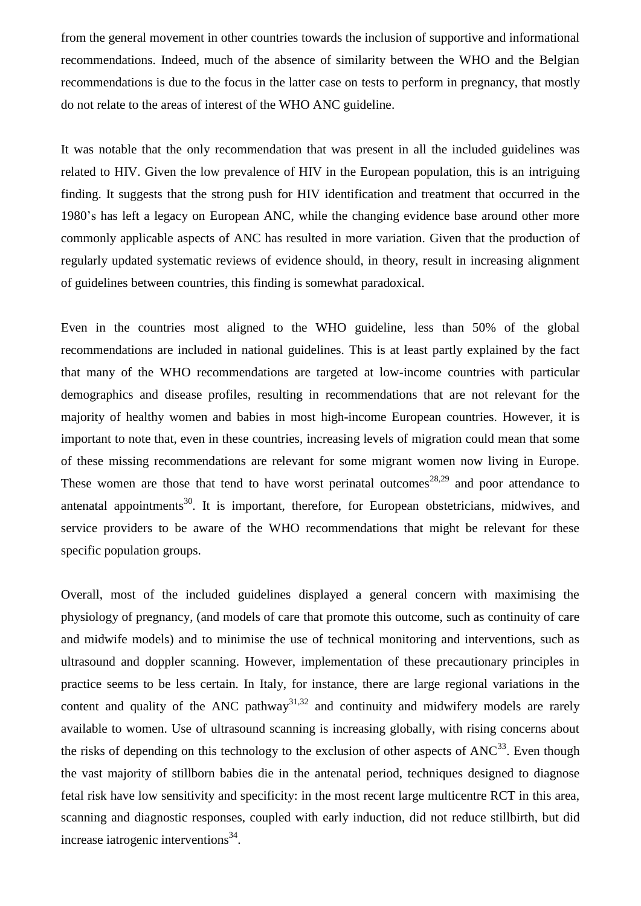from the general movement in other countries towards the inclusion of supportive and informational recommendations. Indeed, much of the absence of similarity between the WHO and the Belgian recommendations is due to the focus in the latter case on tests to perform in pregnancy, that mostly do not relate to the areas of interest of the WHO ANC guideline.

It was notable that the only recommendation that was present in all the included guidelines was related to HIV. Given the low prevalence of HIV in the European population, this is an intriguing finding. It suggests that the strong push for HIV identification and treatment that occurred in the 1980's has left a legacy on European ANC, while the changing evidence base around other more commonly applicable aspects of ANC has resulted in more variation. Given that the production of regularly updated systematic reviews of evidence should, in theory, result in increasing alignment of guidelines between countries, this finding is somewhat paradoxical.

Even in the countries most aligned to the WHO guideline, less than 50% of the global recommendations are included in national guidelines. This is at least partly explained by the fact that many of the WHO recommendations are targeted at low-income countries with particular demographics and disease profiles, resulting in recommendations that are not relevant for the majority of healthy women and babies in most high-income European countries. However, it is important to note that, even in these countries, increasing levels of migration could mean that some of these missing recommendations are relevant for some migrant women now living in Europe. These women are those that tend to have worst perinatal outcomes[28,29] and poor attendance to antenatal appointments[30]. It is important, therefore, for European obstetricians, midwives, and service providers to be aware of the WHO recommendations that might be relevant for these specific population groups.

Overall, most of the included guidelines displayed a general concern with maximising the physiology of pregnancy, (and models of care that promote this outcome, such as continuity of care and midwife models) and to minimise the use of technical monitoring and interventions, such as ultrasound and doppler scanning. However, implementation of these precautionary principles in practice seems to be less certain. In Italy, for instance, there are large regional variations in the content and quality of the ANC pathway[31,32] and continuity and midwifery models are rarely available to women. Use of ultrasound scanning is increasing globally, with rising concerns about the risks of depending on this technology to the exclusion of other aspects of ANC[33]. Even though the vast majority of stillborn babies die in the antenatal period, techniques designed to diagnose fetal risk have low sensitivity and specificity: in the most recent large multicentre RCT in this area, scanning and diagnostic responses, coupled with early induction, did not reduce stillbirth, but did increase iatrogenic interventions[34].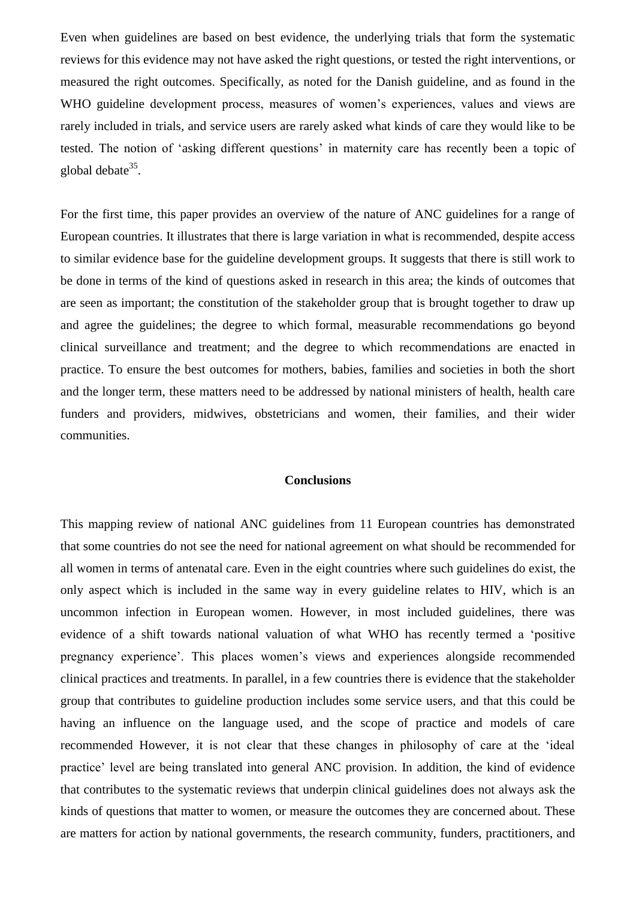Even when guidelines are based on best evidence, the underlying trials that form the systematic reviews for this evidence may not have asked the right questions, or tested the right interventions, or measured the right outcomes. Specifically, as noted for the Danish guideline, and as found in the WHO guideline development process, measures of women's experiences, values and views are rarely included in trials, and service users are rarely asked what kinds of care they would like to be tested. The notion of 'asking different questions' in maternity care has recently been a topic of global debate[35].

For the first time, this paper provides an overview of the nature of ANC guidelines for a range of European countries. It illustrates that there is large variation in what is recommended, despite access to similar evidence base for the guideline development groups. It suggests that there is still work to be done in terms of the kind of questions asked in research in this area; the kinds of outcomes that are seen as important; the constitution of the stakeholder group that is brought together to draw up and agree the guidelines; the degree to which formal, measurable recommendations go beyond clinical surveillance and treatment; and the degree to which recommendations are enacted in practice. To ensure the best outcomes for mothers, babies, families and societies in both the short and the longer term, these matters need to be addressed by national ministers of health, health care funders and providers, midwives, obstetricians and women, their families, and their wider communities.

## Conclusions

This mapping review of national ANC guidelines from 11 European countries has demonstrated that some countries do not see the need for national agreement on what should be recommended for all women in terms of antenatal care. Even in the eight countries where such guidelines do exist, the only aspect which is included in the same way in every guideline relates to HIV, which is an uncommon infection in European women. However, in most included guidelines, there was evidence of a shift towards national valuation of what WHO has recently termed a 'positive pregnancy experience'. This places women's views and experiences alongside recommended clinical practices and treatments. In parallel, in a few countries there is evidence that the stakeholder group that contributes to guideline production includes some service users, and that this could be having an influence on the language used, and the scope of practice and models of care recommended However, it is not clear that these changes in philosophy of care at the 'ideal practice' level are being translated into general ANC provision. In addition, the kind of evidence that contributes to the systematic reviews that underpin clinical guidelines does not always ask the kinds of questions that matter to women, or measure the outcomes they are concerned about. These are matters for action by national governments, the research community, funders, practitioners, and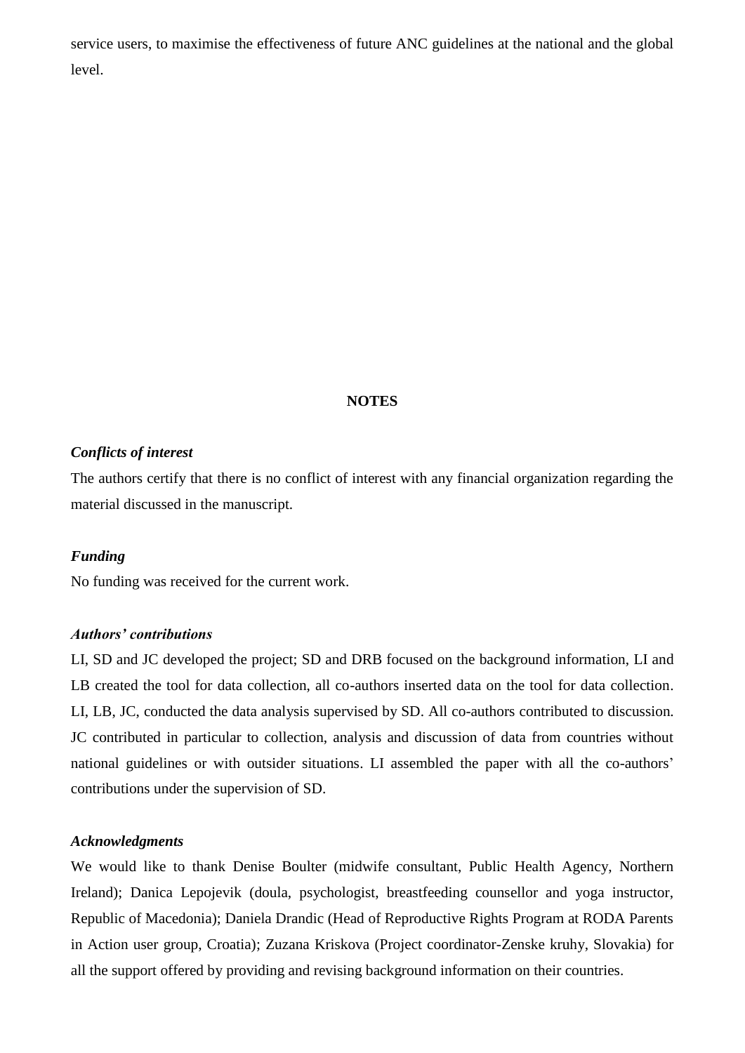service users, to maximise the effectiveness of future ANC guidelines at the national and the global level.

## NOTES

### *Conflicts of interest*

The authors certify that there is no conflict of interest with any financial organization regarding the material discussed in the manuscript.

### *Funding*

No funding was received for the current work.

### *Authors' contributions*

LI, SD and JC developed the project; SD and DRB focused on the background information, LI and LB created the tool for data collection, all co-authors inserted data on the tool for data collection. LI, LB, JC, conducted the data analysis supervised by SD. All co-authors contributed to discussion. JC contributed in particular to collection, analysis and discussion of data from countries without national guidelines or with outsider situations. LI assembled the paper with all the co-authors' contributions under the supervision of SD.

### *Acknowledgments*

We would like to thank Denise Boulter (midwife consultant, Public Health Agency, Northern Ireland); Danica Lepojevik (doula, psychologist, breastfeeding counsellor and yoga instructor, Republic of Macedonia); Daniela Drandic (Head of Reproductive Rights Program at RODA Parents in Action user group, Croatia); Zuzana Kriskova (Project coordinator-Zenske kruhy, Slovakia) for all the support offered by providing and revising background information on their countries.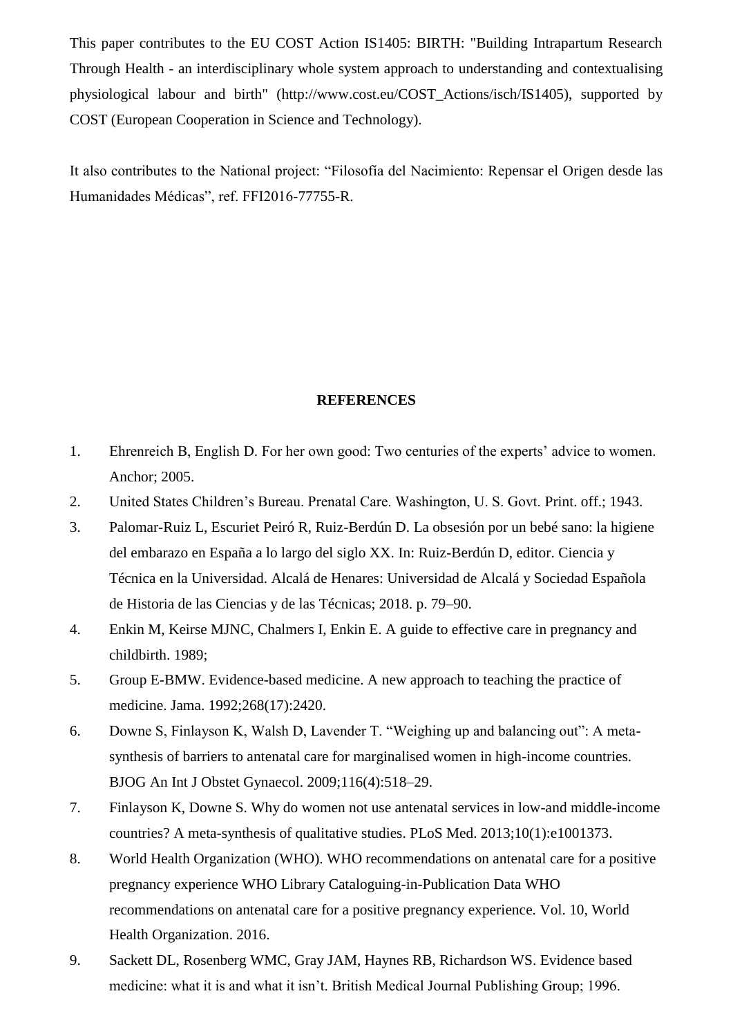This paper contributes to the EU COST Action IS1405: BIRTH: "Building Intrapartum Research Through Health - an interdisciplinary whole system approach to understanding and contextualising physiological labour and birth" (http://www.cost.eu/COST_Actions/isch/IS1405), supported by COST (European Cooperation in Science and Technology).

It also contributes to the National project: "Filosofía del Nacimiento: Repensar el Origen desde las Humanidades Médicas", ref. FFI2016-77755-R.

## REFERENCES

1. Ehrenreich B, English D. For her own good: Two centuries of the experts' advice to women. Anchor; 2005.
2. United States Children's Bureau. Prenatal Care. Washington, U. S. Govt. Print. off.; 1943.
3. Palomar-Ruiz L, Escuriet Peiró R, Ruiz-Berdún D. La obsesión por un bebé sano: la higiene del embarazo en España a lo largo del siglo XX. In: Ruiz-Berdún D, editor. Ciencia y Técnica en la Universidad. Alcalá de Henares: Universidad de Alcalá y Sociedad Española de Historia de las Ciencias y de las Técnicas; 2018. p. 79–90.
4. Enkin M, Keirse MJNC, Chalmers I, Enkin E. A guide to effective care in pregnancy and childbirth. 1989;
5. Group E-BMW. Evidence-based medicine. A new approach to teaching the practice of medicine. Jama. 1992;268(17):2420.
6. Downe S, Finlayson K, Walsh D, Lavender T. "Weighing up and balancing out": A meta-synthesis of barriers to antenatal care for marginalised women in high-income countries. BJOG An Int J Obstet Gynaecol. 2009;116(4):518–29.
7. Finlayson K, Downe S. Why do women not use antenatal services in low-and middle-income countries? A meta-synthesis of qualitative studies. PLoS Med. 2013;10(1):e1001373.
8. World Health Organization (WHO). WHO recommendations on antenatal care for a positive pregnancy experience WHO Library Cataloguing-in-Publication Data WHO recommendations on antenatal care for a positive pregnancy experience. Vol. 10, World Health Organization. 2016.
9. Sackett DL, Rosenberg WMC, Gray JAM, Haynes RB, Richardson WS. Evidence based medicine: what it is and what it isn't. British Medical Journal Publishing Group; 1996.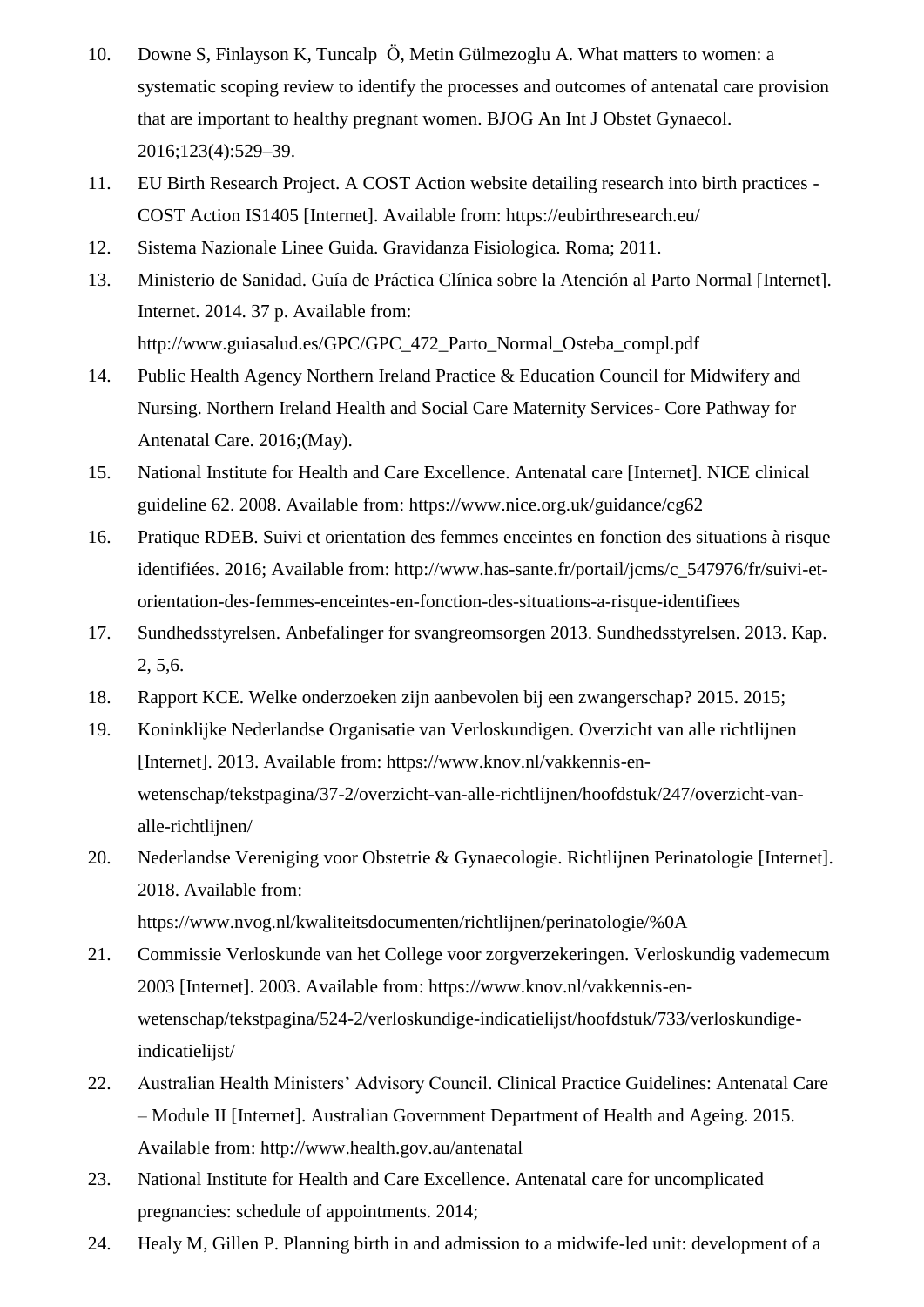10. Downe S, Finlayson K, Tuncalp Ö, Metin Gülmezoglu A. What matters to women: a systematic scoping review to identify the processes and outcomes of antenatal care provision that are important to healthy pregnant women. BJOG An Int J Obstet Gynaecol. 2016;123(4):529–39.
11. EU Birth Research Project. A COST Action website detailing research into birth practices - COST Action IS1405 [Internet]. Available from: https://eubirthresearch.eu/
12. Sistema Nazionale Linee Guida. Gravidanza Fisiologica. Roma; 2011.
13. Ministerio de Sanidad. Guía de Práctica Clínica sobre la Atención al Parto Normal [Internet]. Internet. 2014. 37 p. Available from: http://www.guiasalud.es/GPC/GPC_472_Parto_Normal_Osteba_compl.pdf
14. Public Health Agency Northern Ireland Practice & Education Council for Midwifery and Nursing. Northern Ireland Health and Social Care Maternity Services- Core Pathway for Antenatal Care. 2016;(May).
15. National Institute for Health and Care Excellence. Antenatal care [Internet]. NICE clinical guideline 62. 2008. Available from: https://www.nice.org.uk/guidance/cg62
16. Pratique RDEB. Suivi et orientation des femmes enceintes en fonction des situations à risque identifiées. 2016; Available from: http://www.has-sante.fr/portail/jcms/c_547976/fr/suivi-et-orientation-des-femmes-enceintes-en-fonction-des-situations-a-risque-identifiees
17. Sundhedsstyrelsen. Anbefalinger for svangreomsorgen 2013. Sundhedsstyrelsen. 2013. Kap. 2, 5,6.
18. Rapport KCE. Welke onderzoeken zijn aanbevolen bij een zwangerschap? 2015. 2015;
19. Koninklijke Nederlandse Organisatie van Verloskundigen. Overzicht van alle richtlijnen [Internet]. 2013. Available from: https://www.knov.nl/vakkennis-en-wetenschap/tekstpagina/37-2/overzicht-van-alle-richtlijnen/hoofdstuk/247/overzicht-van-alle-richtlijnen/
20. Nederlandse Vereniging voor Obstetrie & Gynaecologie. Richtlijnen Perinatologie [Internet]. 2018. Available from: https://www.nvog.nl/kwaliteitsdocumenten/richtlijnen/perinatologie/%0A
21. Commissie Verloskunde van het College voor zorgverzekeringen. Verloskundig vademecum 2003 [Internet]. 2003. Available from: https://www.knov.nl/vakkennis-en-wetenschap/tekstpagina/524-2/verloskundige-indicatielijst/hoofdstuk/733/verloskundige-indicatielijst/
22. Australian Health Ministers' Advisory Council. Clinical Practice Guidelines: Antenatal Care – Module II [Internet]. Australian Government Department of Health and Ageing. 2015. Available from: http://www.health.gov.au/antenatal
23. National Institute for Health and Care Excellence. Antenatal care for uncomplicated pregnancies: schedule of appointments. 2014;
24. Healy M, Gillen P. Planning birth in and admission to a midwife-led unit: development of a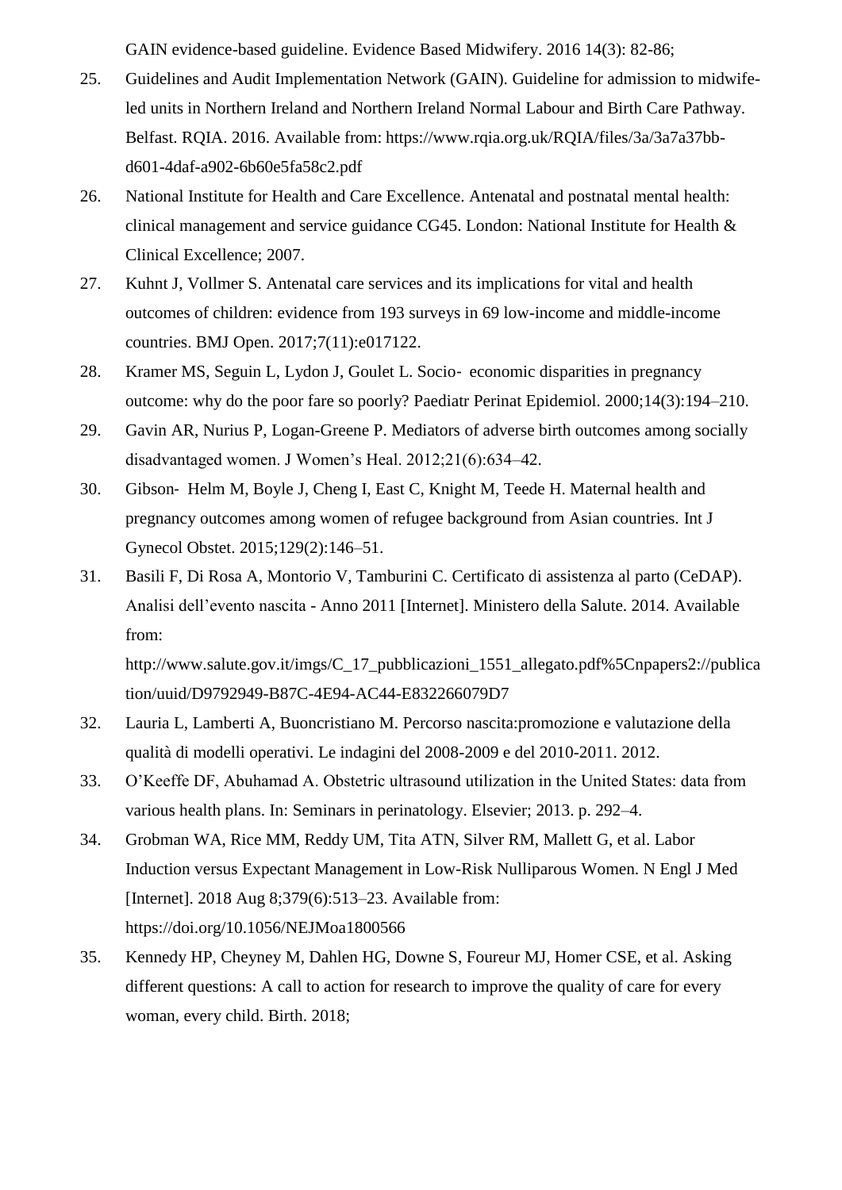GAIN evidence-based guideline. Evidence Based Midwifery. 2016 14(3): 82-86;

25. Guidelines and Audit Implementation Network (GAIN). Guideline for admission to midwife-led units in Northern Ireland and Northern Ireland Normal Labour and Birth Care Pathway. Belfast. RQIA. 2016. Available from: https://www.rqia.org.uk/RQIA/files/3a/3a7a37bb-d601-4daf-a902-6b60e5fa58c2.pdf
26. National Institute for Health and Care Excellence. Antenatal and postnatal mental health: clinical management and service guidance CG45. London: National Institute for Health & Clinical Excellence; 2007.
27. Kuhnt J, Vollmer S. Antenatal care services and its implications for vital and health outcomes of children: evidence from 193 surveys in 69 low-income and middle-income countries. BMJ Open. 2017;7(11):e017122.
28. Kramer MS, Seguin L, Lydon J, Goulet L. Socio‐ economic disparities in pregnancy outcome: why do the poor fare so poorly? Paediatr Perinat Epidemiol. 2000;14(3):194–210.
29. Gavin AR, Nurius P, Logan-Greene P. Mediators of adverse birth outcomes among socially disadvantaged women. J Women's Heal. 2012;21(6):634–42.
30. Gibson‐ Helm M, Boyle J, Cheng I, East C, Knight M, Teede H. Maternal health and pregnancy outcomes among women of refugee background from Asian countries. Int J Gynecol Obstet. 2015;129(2):146–51.
31. Basili F, Di Rosa A, Montorio V, Tamburini C. Certificato di assistenza al parto (CeDAP). Analisi dell'evento nascita - Anno 2011 [Internet]. Ministero della Salute. 2014. Available from: http://www.salute.gov.it/imgs/C_17_pubblicazioni_1551_allegato.pdf%5Cnpapers2://publication/uuid/D9792949-B87C-4E94-AC44-E832266079D7
32. Lauria L, Lamberti A, Buoncristiano M. Percorso nascita:promozione e valutazione della qualità di modelli operativi. Le indagini del 2008-2009 e del 2010-2011. 2012.
33. O'Keeffe DF, Abuhamad A. Obstetric ultrasound utilization in the United States: data from various health plans. In: Seminars in perinatology. Elsevier; 2013. p. 292–4.
34. Grobman WA, Rice MM, Reddy UM, Tita ATN, Silver RM, Mallett G, et al. Labor Induction versus Expectant Management in Low-Risk Nulliparous Women. N Engl J Med [Internet]. 2018 Aug 8;379(6):513–23. Available from: https://doi.org/10.1056/NEJMoa1800566
35. Kennedy HP, Cheyney M, Dahlen HG, Downe S, Foureur MJ, Homer CSE, et al. Asking different questions: A call to action for research to improve the quality of care for every woman, every child. Birth. 2018;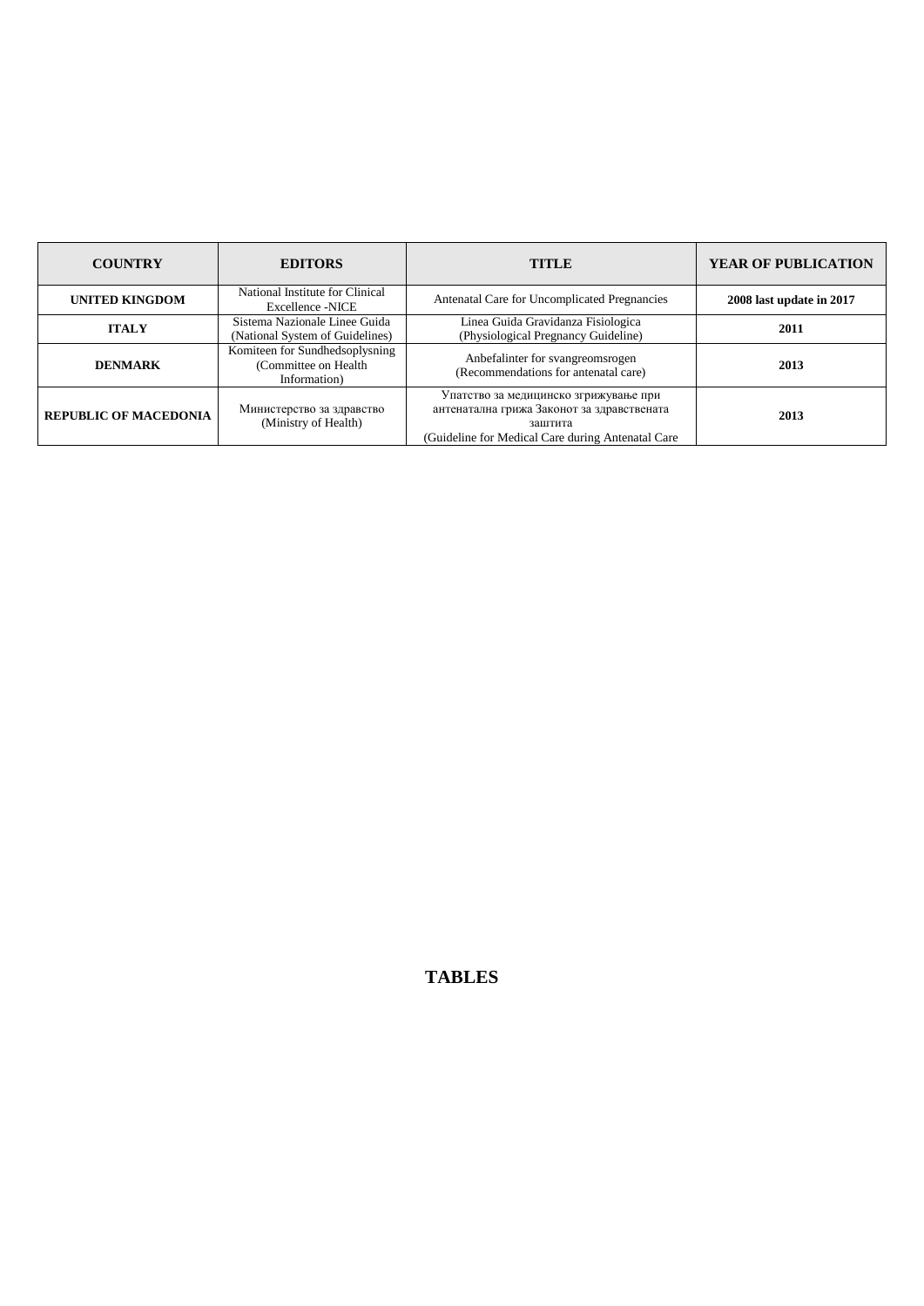| COUNTRY | EDITORS | TITLE | YEAR OF PUBLICATION |
|---|---|---|---|
| **UNITED KINGDOM** | National Institute for Clinical Excellence -NICE | Antenatal Care for Uncomplicated Pregnancies | **2008 last update in 2017** |
| **ITALY** | Sistema Nazionale Linee Guida (National System of Guidelines) | Linea Guida Gravidanza Fisiologica (Physiological Pregnancy Guideline) | **2011** |
| **DENMARK** | Komiteen for Sundhedsoplysning (Committee on Health Information) | Anbefalinter for svangreomsrogen (Recommendations for antenatal care) | **2013** |
| **REPUBLIC OF MACEDONIA** | Министерство за здравство (Ministry of Health) | Упатство за медицинско згрижување при антенатална грижа Законот за здравствената заштита (Guideline for Medical Care during Antenatal Care | **2013** |

**TABLES**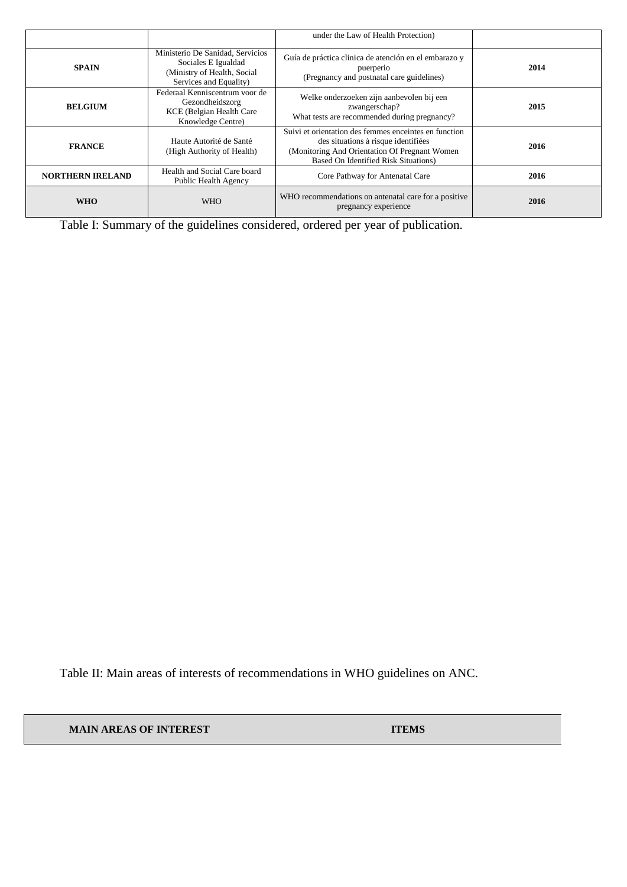| | | | |
|---|---|---|---|
| | | under the Law of Health Protection) | |
| **SPAIN** | Ministerio De Sanidad, Servicios Sociales E Igualdad (Ministry of Health, Social Services and Equality) | Guía de práctica clinica de atención en el embarazo y puerperio (Pregnancy and postnatal care guidelines) | **2014** |
| **BELGIUM** | Federaal Kenniscentrum voor de Gezondheidszorg KCE (Belgian Health Care Knowledge Centre) | Welke onderzoeken zijn aanbevolen bij een zwangerschap? What tests are recommended during pregnancy? | **2015** |
| **FRANCE** | Haute Autorité de Santé (High Authority of Health) | Suivi et orientation des femmes enceintes en function des situations à risque identifiées (Monitoring And Orientation Of Pregnant Women Based On Identified Risk Situations) | **2016** |
| **NORTHERN IRELAND** | Health and Social Care board Public Health Agency | Core Pathway for Antenatal Care | **2016** |
| **WHO** | WHO | WHO recommendations on antenatal care for a positive pregnancy experience | **2016** |

Table I: Summary of the guidelines considered, ordered per year of publication.

Table II: Main areas of interests of recommendations in WHO guidelines on ANC.

| MAIN AREAS OF INTEREST | ITEMS |
|---|---|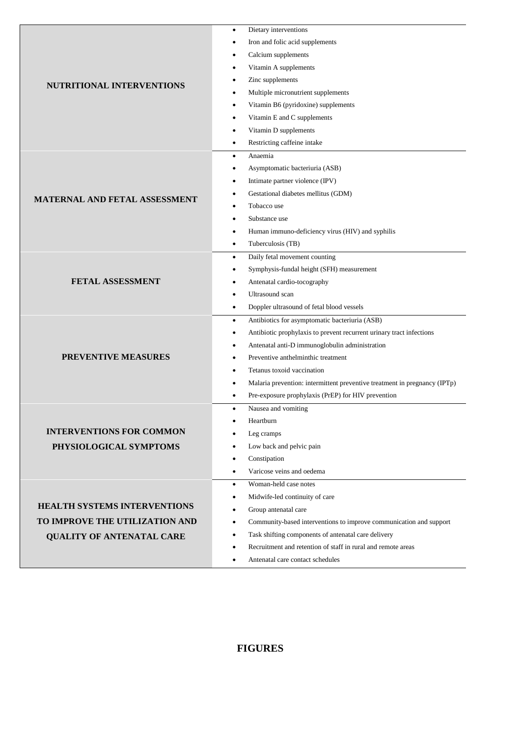| | |
|---|---|
| **NUTRITIONAL INTERVENTIONS** | • Dietary interventions<br>• Iron and folic acid supplements<br>• Calcium supplements<br>• Vitamin A supplements<br>• Zinc supplements<br>• Multiple micronutrient supplements<br>• Vitamin B6 (pyridoxine) supplements<br>• Vitamin E and C supplements<br>• Vitamin D supplements<br>• Restricting caffeine intake |
| **MATERNAL AND FETAL ASSESSMENT** | • Anaemia<br>• Asymptomatic bacteriuria (ASB)<br>• Intimate partner violence (IPV)<br>• Gestational diabetes mellitus (GDM)<br>• Tobacco use<br>• Substance use<br>• Human immuno-deficiency virus (HIV) and syphilis<br>• Tuberculosis (TB) |
| **FETAL ASSESSMENT** | • Daily fetal movement counting<br>• Symphysis-fundal height (SFH) measurement<br>• Antenatal cardio-tocography<br>• Ultrasound scan<br>• Doppler ultrasound of fetal blood vessels |
| **PREVENTIVE MEASURES** | • Antibiotics for asymptomatic bacteriuria (ASB)<br>• Antibiotic prophylaxis to prevent recurrent urinary tract infections<br>• Antenatal anti-D immunoglobulin administration<br>• Preventive anthelminthic treatment<br>• Tetanus toxoid vaccination<br>• Malaria prevention: intermittent preventive treatment in pregnancy (IPTp)<br>• Pre-exposure prophylaxis (PrEP) for HIV prevention |
| **INTERVENTIONS FOR COMMON PHYSIOLOGICAL SYMPTOMS** | • Nausea and vomiting<br>• Heartburn<br>• Leg cramps<br>• Low back and pelvic pain<br>• Constipation<br>• Varicose veins and oedema |
| **HEALTH SYSTEMS INTERVENTIONS TO IMPROVE THE UTILIZATION AND QUALITY OF ANTENATAL CARE** | • Woman-held case notes<br>• Midwife-led continuity of care<br>• Group antenatal care<br>• Community-based interventions to improve communication and support<br>• Task shifting components of antenatal care delivery<br>• Recruitment and retention of staff in rural and remote areas<br>• Antenatal care contact schedules |

## FIGURES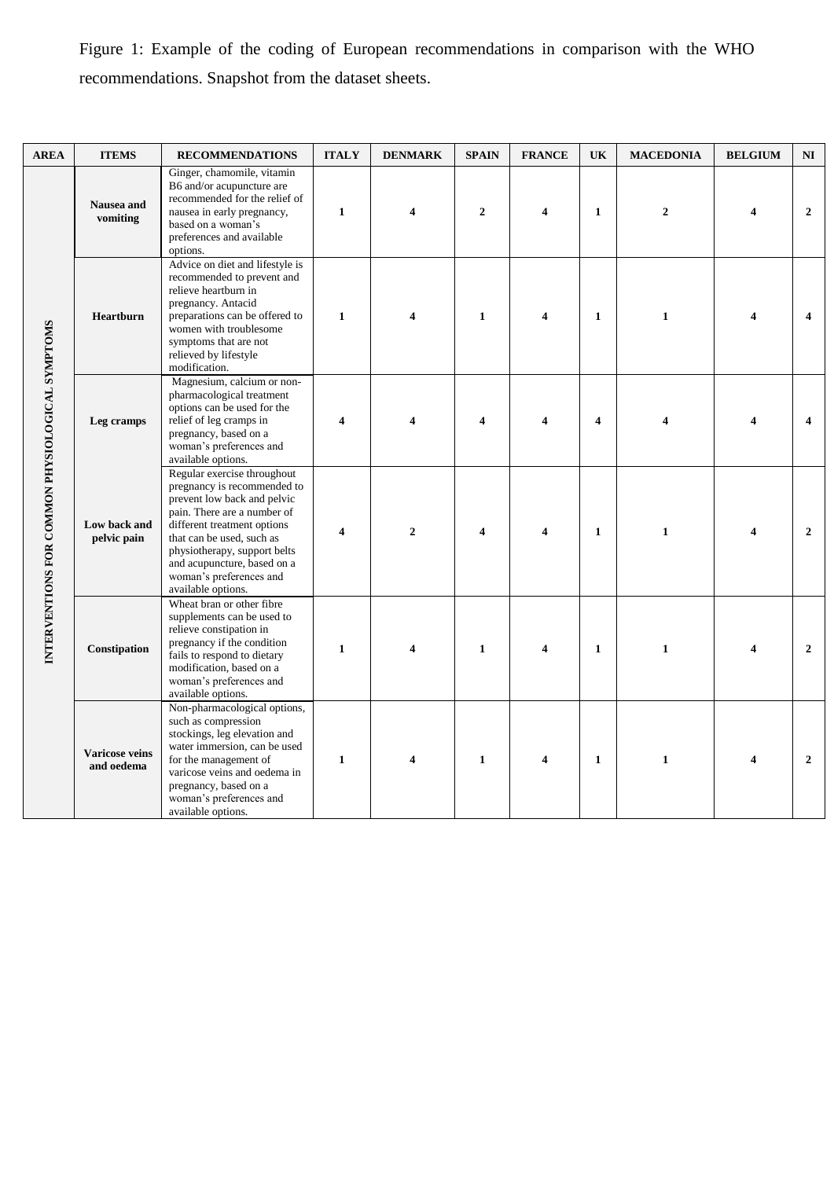Figure 1: Example of the coding of European recommendations in comparison with the WHO recommendations. Snapshot from the dataset sheets.

| AREA | ITEMS | RECOMMENDATIONS | ITALY | DENMARK | SPAIN | FRANCE | UK | MACEDONIA | BELGIUM | NI |
|---|---|---|---|---|---|---|---|---|---|---|
| INTERVENTIONS FOR COMMON PHYSIOLOGICAL SYMPTOMS | Nausea and vomiting | Ginger, chamomile, vitamin B6 and/or acupuncture are recommended for the relief of nausea in early pregnancy, based on a woman's preferences and available options. | 1 | 4 | 2 | 4 | 1 | 2 | 4 | 2 |
| | Heartburn | Advice on diet and lifestyle is recommended to prevent and relieve heartburn in pregnancy. Antacid preparations can be offered to women with troublesome symptoms that are not relieved by lifestyle modification. | 1 | 4 | 1 | 4 | 1 | 1 | 4 | 4 |
| | Leg cramps | Magnesium, calcium or non-pharmacological treatment options can be used for the relief of leg cramps in pregnancy, based on a woman's preferences and available options. | 4 | 4 | 4 | 4 | 4 | 4 | 4 | 4 |
| | Low back and pelvic pain | Regular exercise throughout pregnancy is recommended to prevent low back and pelvic pain. There are a number of different treatment options that can be used, such as physiotherapy, support belts and acupuncture, based on a woman's preferences and available options. | 4 | 2 | 4 | 4 | 1 | 1 | 4 | 2 |
| | Constipation | Wheat bran or other fibre supplements can be used to relieve constipation in pregnancy if the condition fails to respond to dietary modification, based on a woman's preferences and available options. | 1 | 4 | 1 | 4 | 1 | 1 | 4 | 2 |
| | Varicose veins and oedema | Non-pharmacological options, such as compression stockings, leg elevation and water immersion, can be used for the management of varicose veins and oedema in pregnancy, based on a woman's preferences and available options. | 1 | 4 | 1 | 4 | 1 | 1 | 4 | 2 |